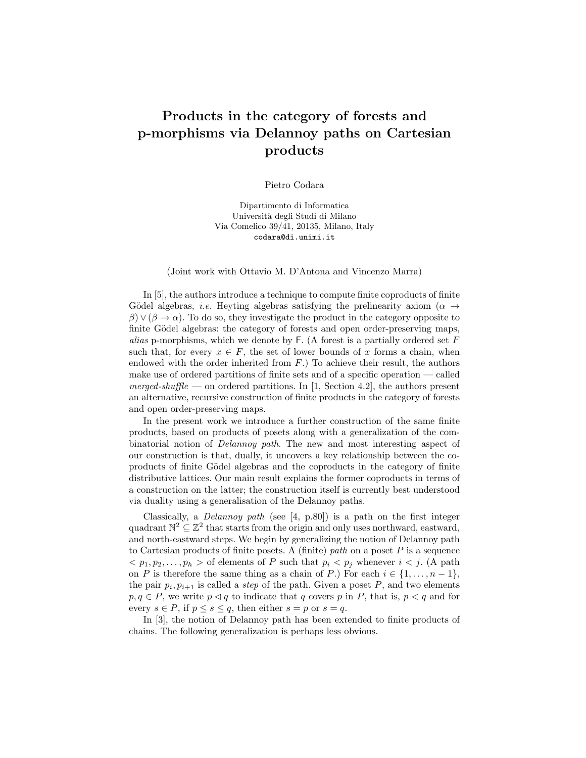# Products in the category of forests and p-morphisms via Delannoy paths on Cartesian products

Pietro Codara

Dipartimento di Informatica
Università degli Studi di Milano
Via Comelico 39/41, 20135, Milano, Italy
codara@di.unimi.it

(Joint work with Ottavio M. D'Antona and Vincenzo Marra)

In [5], the authors introduce a technique to compute finite coproducts of finite Gödel algebras, *i.e.* Heyting algebras satisfying the prelinearity axiom $(\alpha \to \beta) \vee (\beta \to \alpha)$. To do so, they investigate the product in the category opposite to finite Gödel algebras: the category of forests and open order-preserving maps, *alias* p-morphisms, which we denote by $\mathsf{F}$. (A forest is a partially ordered set $F$ such that, for every $x \in F$, the set of lower bounds of $x$ forms a chain, when endowed with the order inherited from $F$.) To achieve their result, the authors make use of ordered partitions of finite sets and of a specific operation — called *merged-shuffle* — on ordered partitions. In [1, Section 4.2], the authors present an alternative, recursive construction of finite products in the category of forests and open order-preserving maps.

In the present work we introduce a further construction of the same finite products, based on products of posets along with a generalization of the combinatorial notion of *Delannoy path*. The new and most interesting aspect of our construction is that, dually, it uncovers a key relationship between the coproducts of finite Gödel algebras and the coproducts in the category of finite distributive lattices. Our main result explains the former coproducts in terms of a construction on the latter; the construction itself is currently best understood via duality using a generalisation of the Delannoy paths.

Classically, a *Delannoy path* (see [4, p.80]) is a path on the first integer quadrant $\mathbb{N}^2 \subseteq \mathbb{Z}^2$ that starts from the origin and only uses northward, eastward, and north-eastward steps. We begin by generalizing the notion of Delannoy path to Cartesian products of finite posets. A (finite) *path* on a poset $P$ is a sequence $< p_1, p_2, \dots, p_h >$ of elements of $P$ such that $p_i < p_j$ whenever $i < j$. (A path on $P$ is therefore the same thing as a chain of $P$.) For each $i \in \{1, \dots, n-1\}$, the pair $p_i, p_{i+1}$ is called a *step* of the path. Given a poset $P$, and two elements $p, q \in P$, we write $p \lhd q$ to indicate that $q$ covers $p$ in $P$, that is, $p < q$ and for every $s \in P$, if $p \leq s \leq q$, then either $s = p$ or $s = q$.

In [3], the notion of Delannoy path has been extended to finite products of chains. The following generalization is perhaps less obvious.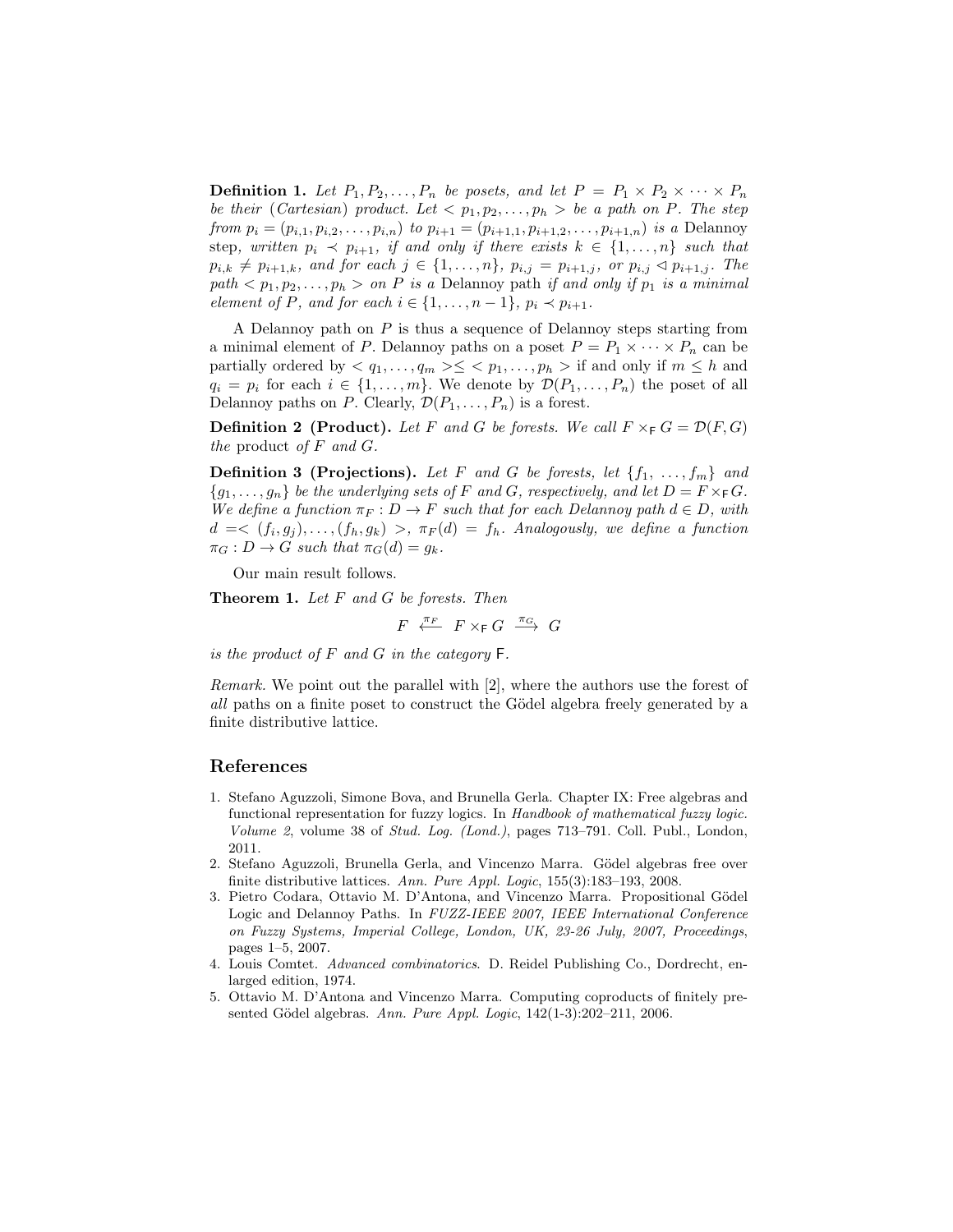**Definition 1.** *Let $P_1, P_2, \ldots, P_n$ be posets, and let $P = P_1 \times P_2 \times \cdots \times P_n$ be their (Cartesian) product. Let $< p_1, p_2, \ldots, p_h >$ be a path on $P$. The step from $p_i = (p_{i,1}, p_{i,2}, \ldots, p_{i,n})$ to $p_{i+1} = (p_{i+1,1}, p_{i+1,2}, \ldots, p_{i+1,n})$ is a* Delannoy step*, written $p_i \prec p_{i+1}$, if and only if there exists $k \in \{1, \ldots, n\}$ such that $p_{i,k} \neq p_{i+1,k}$, and for each $j \in \{1, \ldots, n\}$, $p_{i,j} = p_{i+1,j}$, or $p_{i,j} \lhd p_{i+1,j}$. The path $< p_1, p_2, \ldots, p_h >$ on $P$ is a* Delannoy path *if and only if $p_1$ is a minimal element of $P$, and for each $i \in \{1, \ldots, n-1\}$, $p_i \prec p_{i+1}$.*

A Delannoy path on $P$ is thus a sequence of Delannoy steps starting from a minimal element of $P$. Delannoy paths on a poset $P = P_1 \times \cdots \times P_n$ can be partially ordered by $< q_1, \ldots, q_m > \leq < p_1, \ldots, p_h >$ if and only if $m \leq h$ and $q_i = p_i$ for each $i \in \{1, \ldots, m\}$. We denote by $\mathcal{D}(P_1, \ldots, P_n)$ the poset of all Delannoy paths on $P$. Clearly, $\mathcal{D}(P_1, \ldots, P_n)$ is a forest.

**Definition 2 (Product).** *Let $F$ and $G$ be forests. We call $F \times_{\mathsf{F}} G = \mathcal{D}(F, G)$ the* product *of $F$ and $G$.*

**Definition 3 (Projections).** *Let $F$ and $G$ be forests, let $\{f_1, \ldots, f_m\}$ and $\{g_1, \ldots, g_n\}$ be the underlying sets of $F$ and $G$, respectively, and let $D = F \times_{\mathsf{F}} G$. We define a function $\pi_F : D \to F$ such that for each Delannoy path $d \in D$, with $d =< (f_i, g_j), \ldots, (f_h, g_k) >$, $\pi_F(d) = f_h$. Analogously, we define a function $\pi_G : D \to G$ such that $\pi_G(d) = g_k$.*

Our main result follows.

**Theorem 1.** *Let $F$ and $G$ be forests. Then*

$$F \xleftarrow{\pi_F} F \times_{\mathsf{F}} G \xrightarrow{\pi_G} G$$

*is the product of $F$ and $G$ in the category $\mathsf{F}$.*

*Remark.* We point out the parallel with [2], where the authors use the forest of *all* paths on a finite poset to construct the Gödel algebra freely generated by a finite distributive lattice.

## References

1. Stefano Aguzzoli, Simone Bova, and Brunella Gerla. Chapter IX: Free algebras and functional representation for fuzzy logics. In *Handbook of mathematical fuzzy logic. Volume 2*, volume 38 of *Stud. Log. (Lond.)*, pages 713–791. Coll. Publ., London, 2011.
2. Stefano Aguzzoli, Brunella Gerla, and Vincenzo Marra. Gödel algebras free over finite distributive lattices. *Ann. Pure Appl. Logic*, 155(3):183–193, 2008.
3. Pietro Codara, Ottavio M. D'Antona, and Vincenzo Marra. Propositional Gödel Logic and Delannoy Paths. In *FUZZ-IEEE 2007, IEEE International Conference on Fuzzy Systems, Imperial College, London, UK, 23-26 July, 2007, Proceedings*, pages 1–5, 2007.
4. Louis Comtet. *Advanced combinatorics*. D. Reidel Publishing Co., Dordrecht, enlarged edition, 1974.
5. Ottavio M. D'Antona and Vincenzo Marra. Computing coproducts of finitely presented Gödel algebras. *Ann. Pure Appl. Logic*, 142(1-3):202–211, 2006.